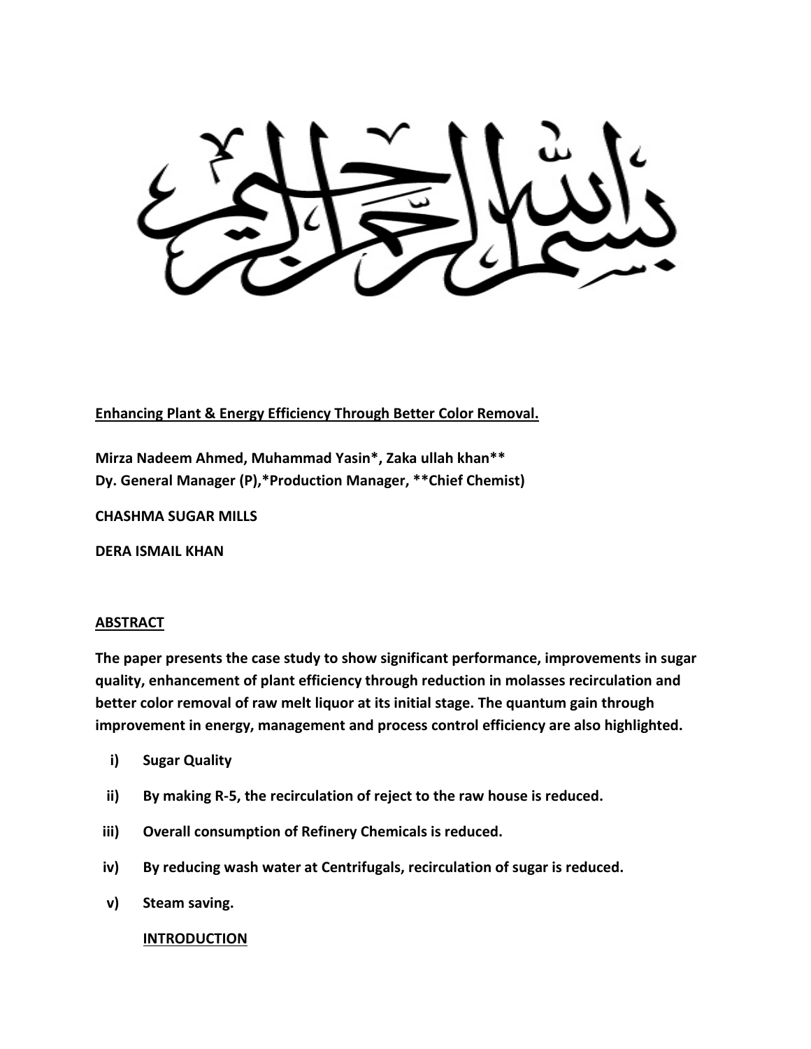**Enhancing Plant & Energy Efficiency Through Better Color Removal.**

**Mirza Nadeem Ahmed, Muhammad Yasin*, Zaka ullah khan****
**Dy. General Manager (P),*Production Manager, **Chief Chemist)**

**CHASHMA SUGAR MILLS**

**DERA ISMAIL KHAN**

## ABSTRACT

**The paper presents the case study to show significant performance, improvements in sugar quality, enhancement of plant efficiency through reduction in molasses recirculation and better color removal of raw melt liquor at its initial stage. The quantum gain through improvement in energy, management and process control efficiency are also highlighted.**

i) **Sugar Quality**

ii) **By making R-5, the recirculation of reject to the raw house is reduced.**

iii) **Overall consumption of Refinery Chemicals is reduced.**

iv) **By reducing wash water at Centrifugals, recirculation of sugar is reduced.**

v) **Steam saving.**

## INTRODUCTION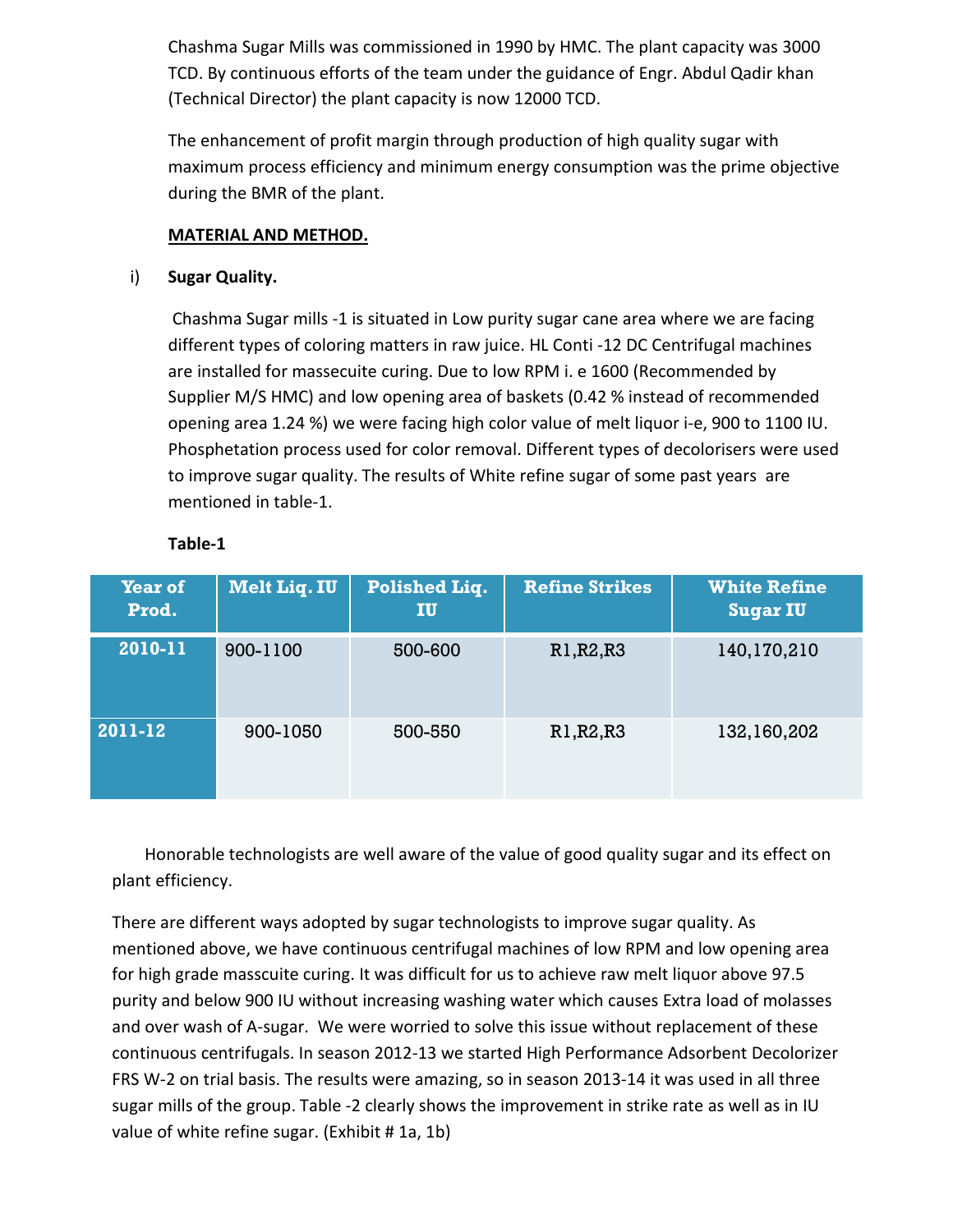Chashma Sugar Mills was commissioned in 1990 by HMC. The plant capacity was 3000 TCD. By continuous efforts of the team under the guidance of Engr. Abdul Qadir khan (Technical Director) the plant capacity is now 12000 TCD.

The enhancement of profit margin through production of high quality sugar with maximum process efficiency and minimum energy consumption was the prime objective during the BMR of the plant.

**MATERIAL AND METHOD.**

i) **Sugar Quality.**

Chashma Sugar mills -1 is situated in Low purity sugar cane area where we are facing different types of coloring matters in raw juice. HL Conti -12 DC Centrifugal machines are installed for massecuite curing. Due to low RPM i. e 1600 (Recommended by Supplier M/S HMC) and low opening area of baskets (0.42 % instead of recommended opening area 1.24 %) we were facing high color value of melt liquor i-e, 900 to 1100 IU. Phosphetation process used for color removal. Different types of decolorisers were used to improve sugar quality. The results of White refine sugar of some past years are mentioned in table-1.

**Table-1**

| Year of Prod. | Melt Liq. IU | Polished Liq. IU | Refine Strikes | White Refine Sugar IU |
|---|---|---|---|---|
| 2010-11 | 900-1100 | 500-600 | R1,R2,R3 | 140,170,210 |
| 2011-12 | 900-1050 | 500-550 | R1,R2,R3 | 132,160,202 |

Honorable technologists are well aware of the value of good quality sugar and its effect on plant efficiency.

There are different ways adopted by sugar technologists to improve sugar quality. As mentioned above, we have continuous centrifugal machines of low RPM and low opening area for high grade masscuite curing. It was difficult for us to achieve raw melt liquor above 97.5 purity and below 900 IU without increasing washing water which causes Extra load of molasses and over wash of A-sugar. We were worried to solve this issue without replacement of these continuous centrifugals. In season 2012-13 we started High Performance Adsorbent Decolorizer FRS W-2 on trial basis. The results were amazing, so in season 2013-14 it was used in all three sugar mills of the group. Table -2 clearly shows the improvement in strike rate as well as in IU value of white refine sugar. (Exhibit # 1a, 1b)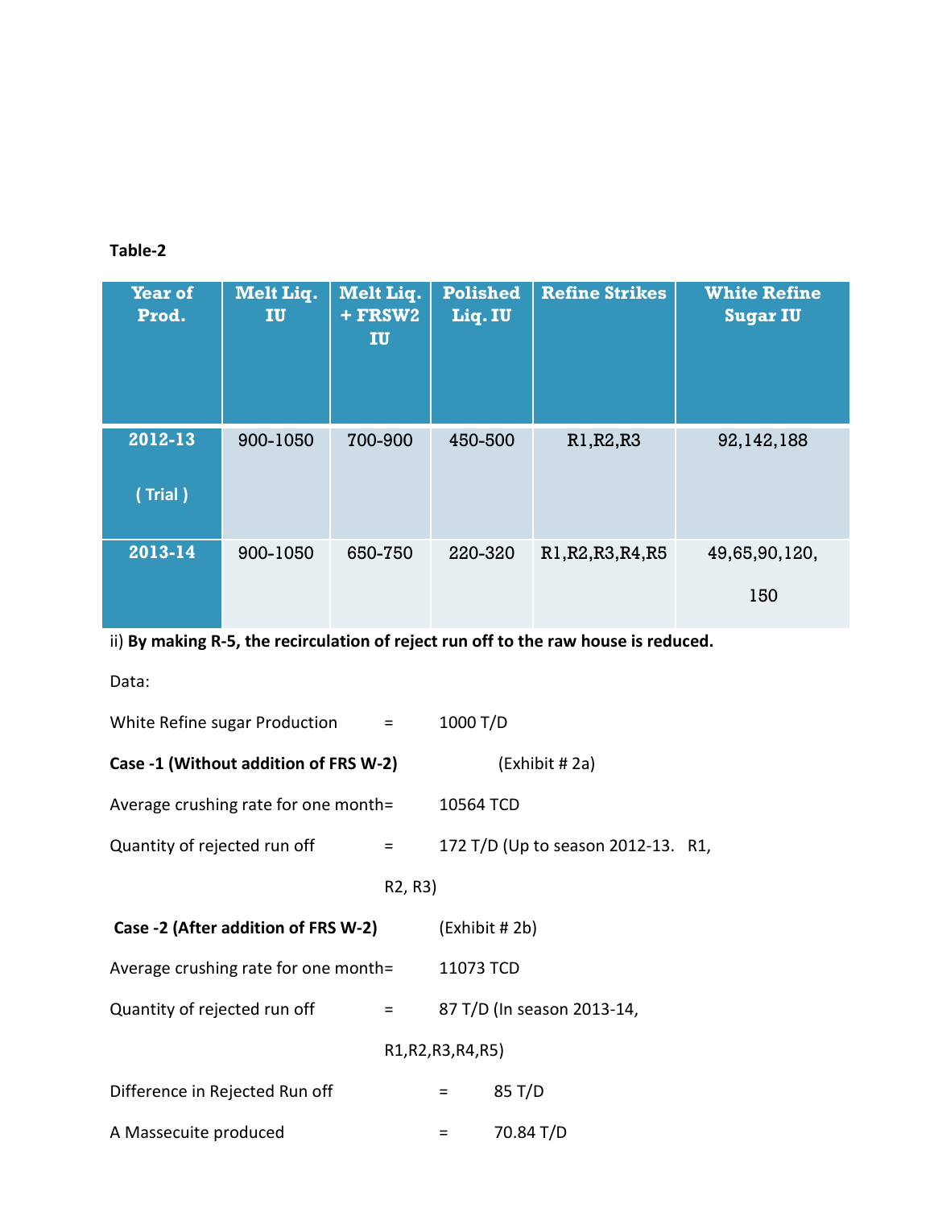**Table-2**

| Year of Prod. | Melt Liq. IU | Melt Liq. + FRSW2 IU | Polished Liq. IU | Refine Strikes | White Refine Sugar IU |
|---|---|---|---|---|---|
| 2012-13 ( Trial ) | 900-1050 | 700-900 | 450-500 | R1,R2,R3 | 92,142,188 |
| 2013-14 | 900-1050 | 650-750 | 220-320 | R1,R2,R3,R4,R5 | 49,65,90,120, 150 |

ii) **By making R-5, the recirculation of reject run off to the raw house is reduced.**

Data:

White Refine sugar Production = 1000 T/D

**Case -1 (Without addition of FRS W-2)** (Exhibit # 2a)

Average crushing rate for one month= 10564 TCD

Quantity of rejected run off = 172 T/D (Up to season 2012-13. R1, R2, R3)

**Case -2 (After addition of FRS W-2)** (Exhibit # 2b)

Average crushing rate for one month= 11073 TCD

Quantity of rejected run off = 87 T/D (In season 2013-14, R1,R2,R3,R4,R5)

Difference in Rejected Run off = 85 T/D

A Massecuite produced = 70.84 T/D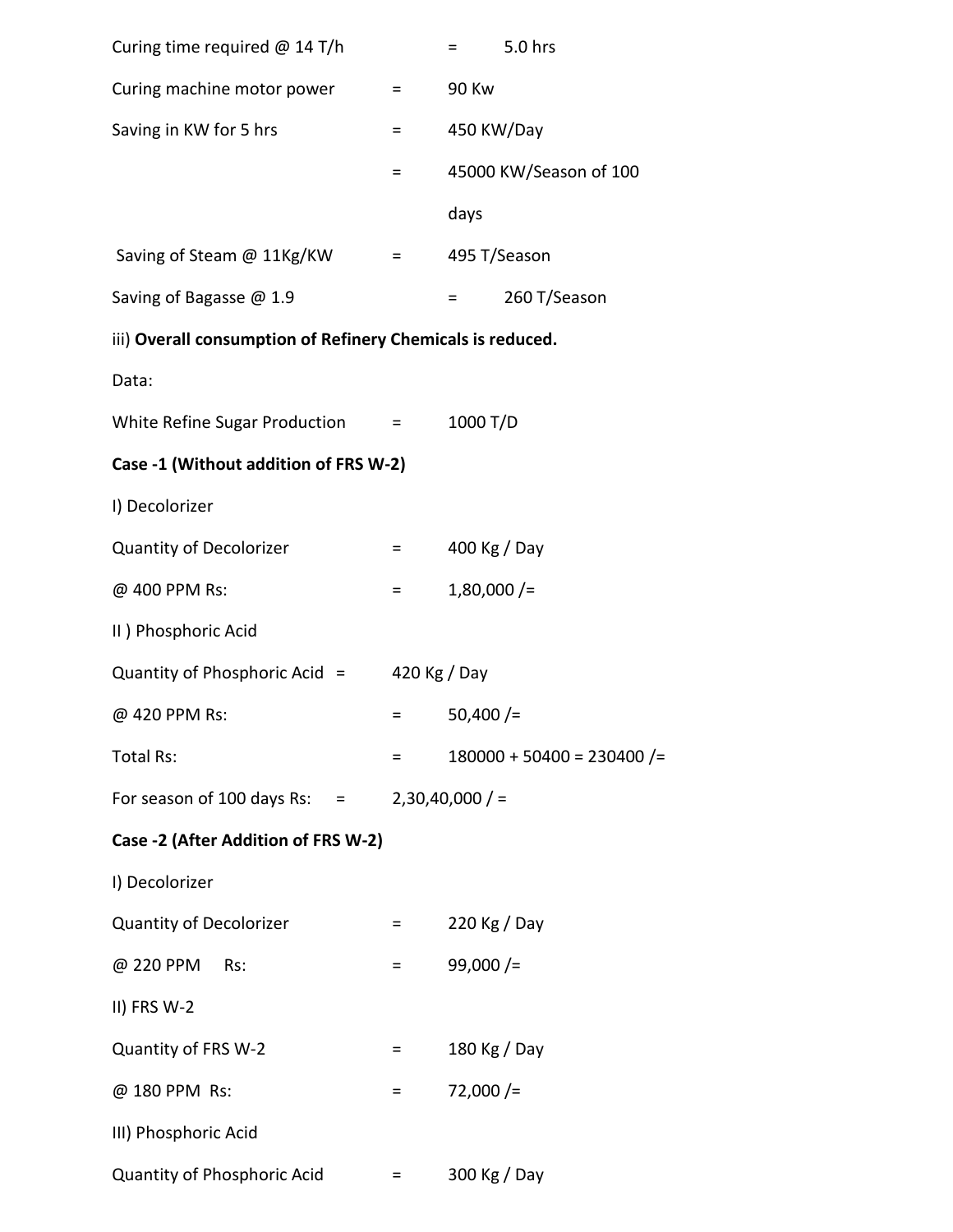Curing time required @ 14 T/h = 5.0 hrs

Curing machine motor power = 90 Kw

Saving in KW for 5 hrs = 450 KW/Day

= 45000 KW/Season of 100 days

Saving of Steam @ 11Kg/KW = 495 T/Season

Saving of Bagasse @ 1.9 = 260 T/Season

iii) **Overall consumption of Refinery Chemicals is reduced.**

Data:

White Refine Sugar Production = 1000 T/D

**Case -1 (Without addition of FRS W-2)**

I) Decolorizer

Quantity of Decolorizer = 400 Kg / Day

@ 400 PPM Rs: = 1,80,000 /=

II ) Phosphoric Acid

Quantity of Phosphoric Acid = 420 Kg / Day

@ 420 PPM Rs: = 50,400 /=

Total Rs: = 180000 + 50400 = 230400 /=

For season of 100 days Rs: = 2,30,40,000 / =

**Case -2 (After Addition of FRS W-2)**

I) Decolorizer

Quantity of Decolorizer = 220 Kg / Day

@ 220 PPM Rs: = 99,000 /=

II) FRS W-2

Quantity of FRS W-2 = 180 Kg / Day

@ 180 PPM Rs: = 72,000 /=

III) Phosphoric Acid

Quantity of Phosphoric Acid = 300 Kg / Day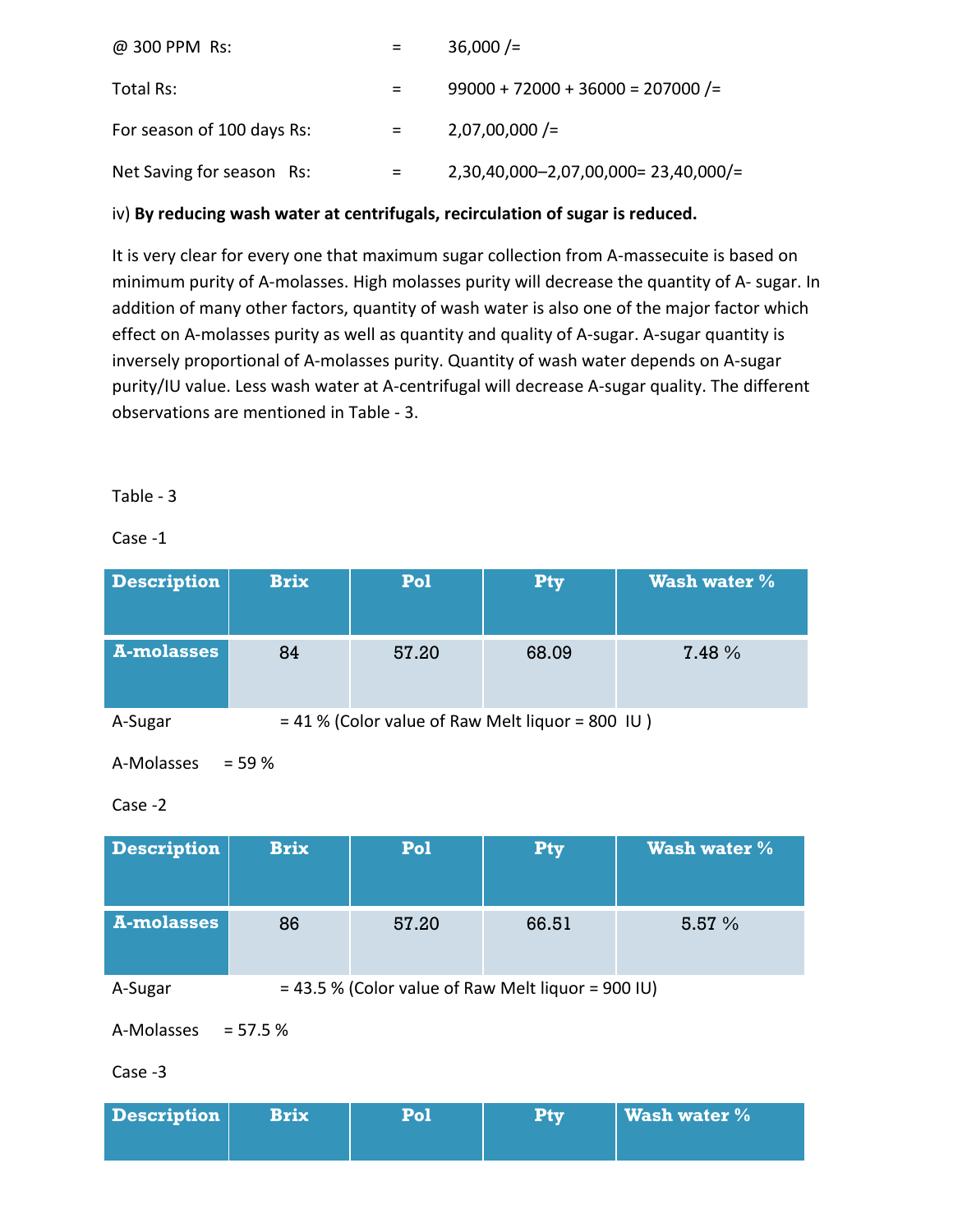| | | |
|---|---|---|
| @ 300 PPM Rs: | = | 36,000 /= |
| Total Rs: | = | 99000 + 72000 + 36000 = 207000 /= |
| For season of 100 days Rs: | = | 2,07,00,000 /= |
| Net Saving for season Rs: | = | 2,30,40,000–2,07,00,000= 23,40,000/= |

iv) **By reducing wash water at centrifugals, recirculation of sugar is reduced.**

It is very clear for every one that maximum sugar collection from A-massecuite is based on minimum purity of A-molasses. High molasses purity will decrease the quantity of A- sugar. In addition of many other factors, quantity of wash water is also one of the major factor which effect on A-molasses purity as well as quantity and quality of A-sugar. A-sugar quantity is inversely proportional of A-molasses purity. Quantity of wash water depends on A-sugar purity/IU value. Less wash water at A-centrifugal will decrease A-sugar quality. The different observations are mentioned in Table - 3.

Table - 3

Case -1

| Description | Brix | Pol | Pty | Wash water % |
|---|---|---|---|---|
| A-molasses | 84 | 57.20 | 68.09 | 7.48 % |

A-Sugar = 41 % (Color value of Raw Melt liquor = 800 IU )

A-Molasses = 59 %

Case -2

| Description | Brix | Pol | Pty | Wash water % |
|---|---|---|---|---|
| A-molasses | 86 | 57.20 | 66.51 | 5.57 % |

A-Sugar = 43.5 % (Color value of Raw Melt liquor = 900 IU)

A-Molasses = 57.5 %

Case -3

| Description | Brix | Pol | Pty | Wash water % |
|---|---|---|---|---|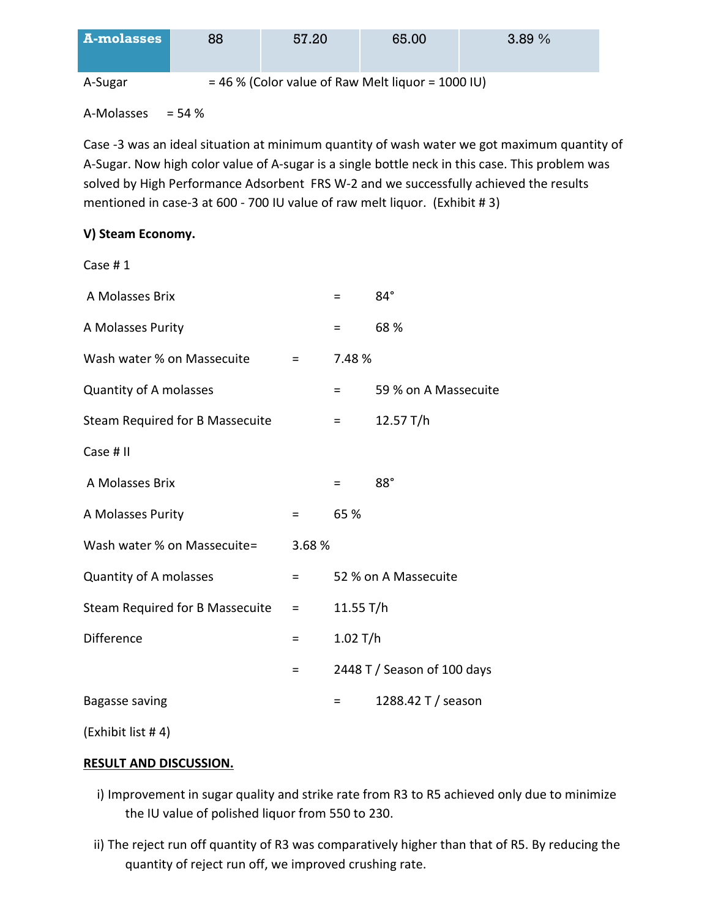| A-molasses | 88 | 57.20 | 65.00 | 3.89 % |
|---|---|---|---|---|

A-Sugar = 46 % (Color value of Raw Melt liquor = 1000 IU)

A-Molasses = 54 %

Case -3 was an ideal situation at minimum quantity of wash water we got maximum quantity of A-Sugar. Now high color value of A-sugar is a single bottle neck in this case. This problem was solved by High Performance Adsorbent FRS W-2 and we successfully achieved the results mentioned in case-3 at 600 - 700 IU value of raw melt liquor. (Exhibit # 3)

**V) Steam Economy.**

Case # 1

A Molasses Brix = 84°

A Molasses Purity = 68 %

Wash water % on Massecuite = 7.48 %

Quantity of A molasses = 59 % on A Massecuite

Steam Required for B Massecuite = 12.57 T/h

Case # II

A Molasses Brix = 88°

A Molasses Purity = 65 %

Wash water % on Massecuite= 3.68 %

Quantity of A molasses = 52 % on A Massecuite

Steam Required for B Massecuite = 11.55 T/h

Difference = 1.02 T/h

= 2448 T / Season of 100 days

Bagasse saving = 1288.42 T / season

(Exhibit list # 4)

**RESULT AND DISCUSSION.**

i) Improvement in sugar quality and strike rate from R3 to R5 achieved only due to minimize the IU value of polished liquor from 550 to 230.

ii) The reject run off quantity of R3 was comparatively higher than that of R5. By reducing the quantity of reject run off, we improved crushing rate.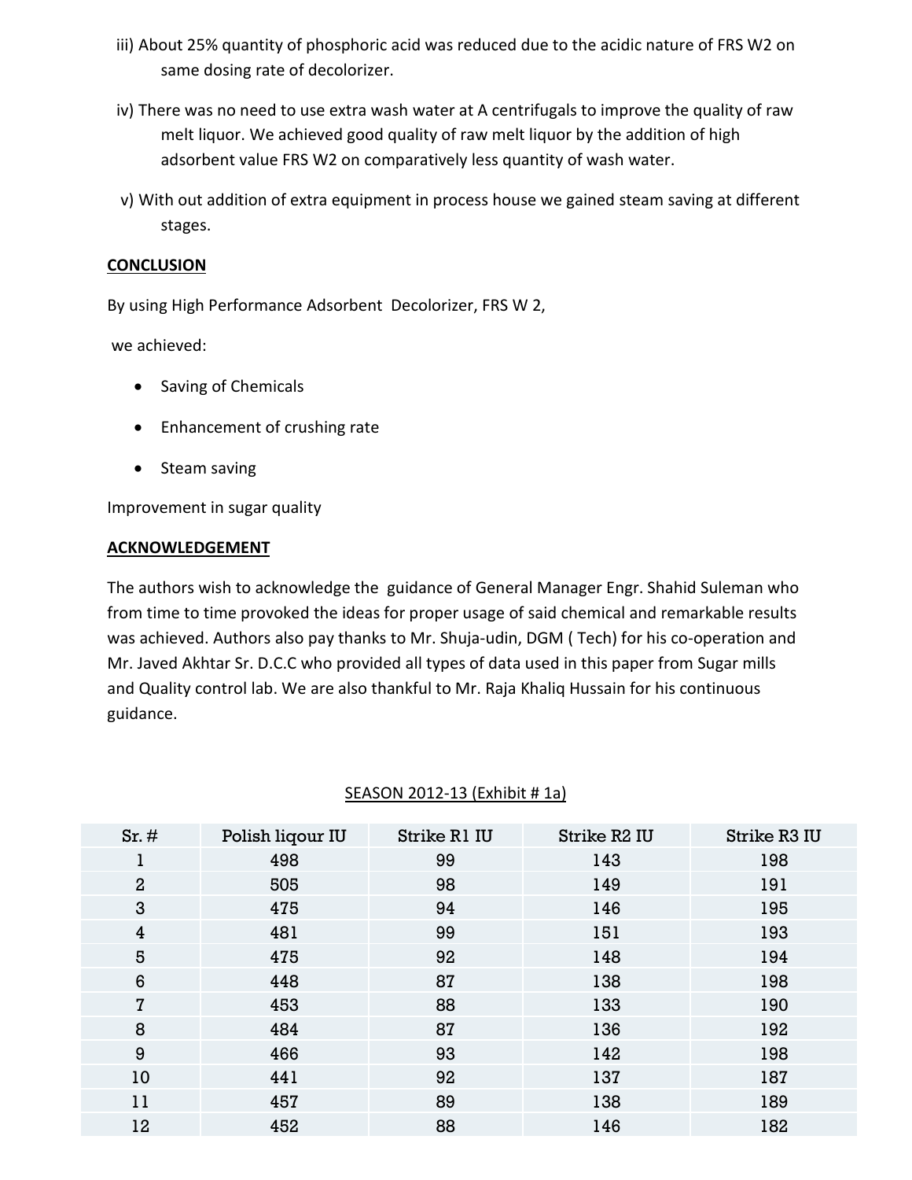iii) About 25% quantity of phosphoric acid was reduced due to the acidic nature of FRS W2 on same dosing rate of decolorizer.

iv) There was no need to use extra wash water at A centrifugals to improve the quality of raw melt liquor. We achieved good quality of raw melt liquor by the addition of high adsorbent value FRS W2 on comparatively less quantity of wash water.

v) With out addition of extra equipment in process house we gained steam saving at different stages.

**CONCLUSION**

By using High Performance Adsorbent Decolorizer, FRS W 2,

we achieved:

- Saving of Chemicals
- Enhancement of crushing rate
- Steam saving

Improvement in sugar quality

**ACKNOWLEDGEMENT**

The authors wish to acknowledge the guidance of General Manager Engr. Shahid Suleman who from time to time provoked the ideas for proper usage of said chemical and remarkable results was achieved. Authors also pay thanks to Mr. Shuja-udin, DGM ( Tech) for his co-operation and Mr. Javed Akhtar Sr. D.C.C who provided all types of data used in this paper from Sugar mills and Quality control lab. We are also thankful to Mr. Raja Khaliq Hussain for his continuous guidance.

SEASON 2012-13 (Exhibit # 1a)

| Sr. # | Polish liqour IU | Strike R1 IU | Strike R2 IU | Strike R3 IU |
|---|---|---|---|---|
| 1 | 498 | 99 | 143 | 198 |
| 2 | 505 | 98 | 149 | 191 |
| 3 | 475 | 94 | 146 | 195 |
| 4 | 481 | 99 | 151 | 193 |
| 5 | 475 | 92 | 148 | 194 |
| 6 | 448 | 87 | 138 | 198 |
| 7 | 453 | 88 | 133 | 190 |
| 8 | 484 | 87 | 136 | 192 |
| 9 | 466 | 93 | 142 | 198 |
| 10 | 441 | 92 | 137 | 187 |
| 11 | 457 | 89 | 138 | 189 |
| 12 | 452 | 88 | 146 | 182 |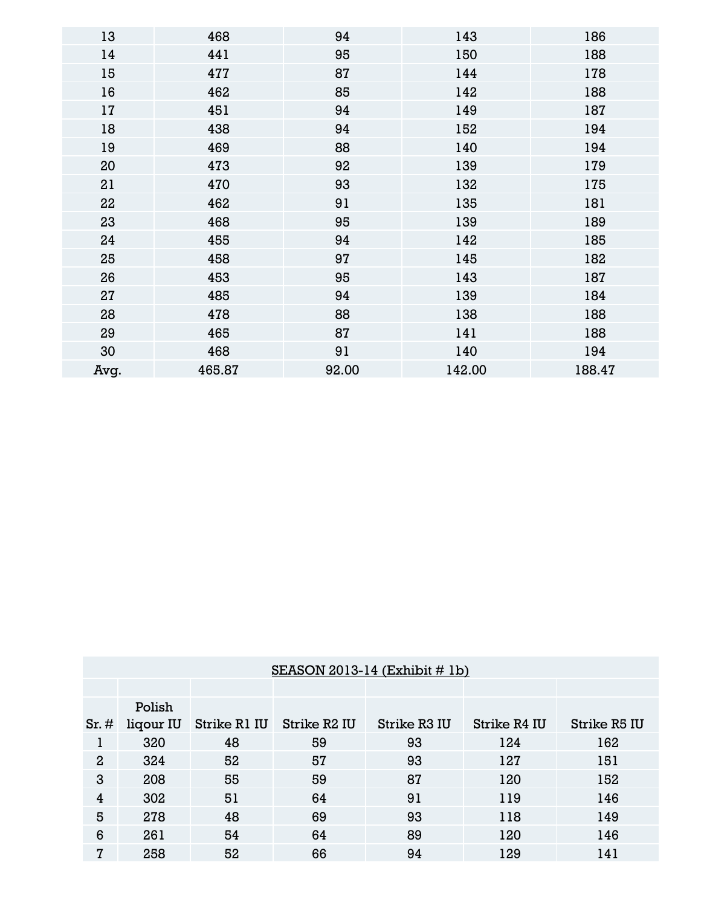| 13 | 468 | 94 | 143 | 186 |
|---|---|---|---|---|
| 14 | 441 | 95 | 150 | 188 |
| 15 | 477 | 87 | 144 | 178 |
| 16 | 462 | 85 | 142 | 188 |
| 17 | 451 | 94 | 149 | 187 |
| 18 | 438 | 94 | 152 | 194 |
| 19 | 469 | 88 | 140 | 194 |
| 20 | 473 | 92 | 139 | 179 |
| 21 | 470 | 93 | 132 | 175 |
| 22 | 462 | 91 | 135 | 181 |
| 23 | 468 | 95 | 139 | 189 |
| 24 | 455 | 94 | 142 | 185 |
| 25 | 458 | 97 | 145 | 182 |
| 26 | 453 | 95 | 143 | 187 |
| 27 | 485 | 94 | 139 | 184 |
| 28 | 478 | 88 | 138 | 188 |
| 29 | 465 | 87 | 141 | 188 |
| 30 | 468 | 91 | 140 | 194 |
| Avg. | 465.87 | 92.00 | 142.00 | 188.47 |

| SEASON 2013-14 (Exhibit # 1b) | | | | | | |
|---|---|---|---|---|---|---|
| Sr. # | Polish liqour IU | Strike R1 IU | Strike R2 IU | Strike R3 IU | Strike R4 IU | Strike R5 IU |
| 1 | 320 | 48 | 59 | 93 | 124 | 162 |
| 2 | 324 | 52 | 57 | 93 | 127 | 151 |
| 3 | 208 | 55 | 59 | 87 | 120 | 152 |
| 4 | 302 | 51 | 64 | 91 | 119 | 146 |
| 5 | 278 | 48 | 69 | 93 | 118 | 149 |
| 6 | 261 | 54 | 64 | 89 | 120 | 146 |
| 7 | 258 | 52 | 66 | 94 | 129 | 141 |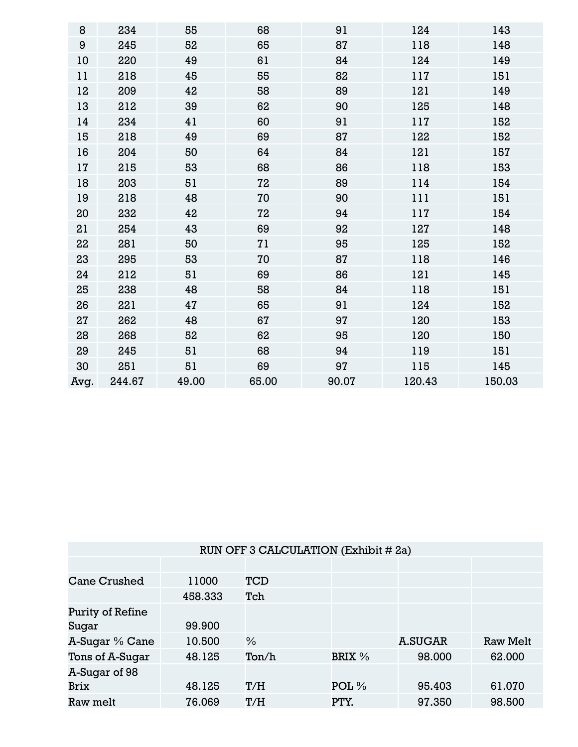| | | | | | | |
|---|---|---|---|---|---|---|
| 8 | 234 | 55 | 68 | 91 | 124 | 143 |
| 9 | 245 | 52 | 65 | 87 | 118 | 148 |
| 10 | 220 | 49 | 61 | 84 | 124 | 149 |
| 11 | 218 | 45 | 55 | 82 | 117 | 151 |
| 12 | 209 | 42 | 58 | 89 | 121 | 149 |
| 13 | 212 | 39 | 62 | 90 | 125 | 148 |
| 14 | 234 | 41 | 60 | 91 | 117 | 152 |
| 15 | 218 | 49 | 69 | 87 | 122 | 152 |
| 16 | 204 | 50 | 64 | 84 | 121 | 157 |
| 17 | 215 | 53 | 68 | 86 | 118 | 153 |
| 18 | 203 | 51 | 72 | 89 | 114 | 154 |
| 19 | 218 | 48 | 70 | 90 | 111 | 151 |
| 20 | 232 | 42 | 72 | 94 | 117 | 154 |
| 21 | 254 | 43 | 69 | 92 | 127 | 148 |
| 22 | 281 | 50 | 71 | 95 | 125 | 152 |
| 23 | 295 | 53 | 70 | 87 | 118 | 146 |
| 24 | 212 | 51 | 69 | 86 | 121 | 145 |
| 25 | 238 | 48 | 58 | 84 | 118 | 151 |
| 26 | 221 | 47 | 65 | 91 | 124 | 152 |
| 27 | 262 | 48 | 67 | 97 | 120 | 153 |
| 28 | 268 | 52 | 62 | 95 | 120 | 150 |
| 29 | 245 | 51 | 68 | 94 | 119 | 151 |
| 30 | 251 | 51 | 69 | 97 | 115 | 145 |
| Avg. | 244.67 | 49.00 | 65.00 | 90.07 | 120.43 | 150.03 |

| RUN OFF 3 CALCULATION (Exhibit # 2a) | | | | | |
|---|---|---|---|---|---|
| | | | | | |
| Cane Crushed | 11000 | TCD | | | |
| | 458.333 | Tch | | | |
| Purity of Refine Sugar | 99.900 | | | | |
| A-Sugar % Cane | 10.500 | % | | A.SUGAR | Raw Melt |
| Tons of A-Sugar | 48.125 | Ton/h | BRIX % | 98.000 | 62.000 |
| A-Sugar of 98 Brix | 48.125 | T/H | POL % | 95.403 | 61.070 |
| Raw melt | 76.069 | T/H | PTY. | 97.350 | 98.500 |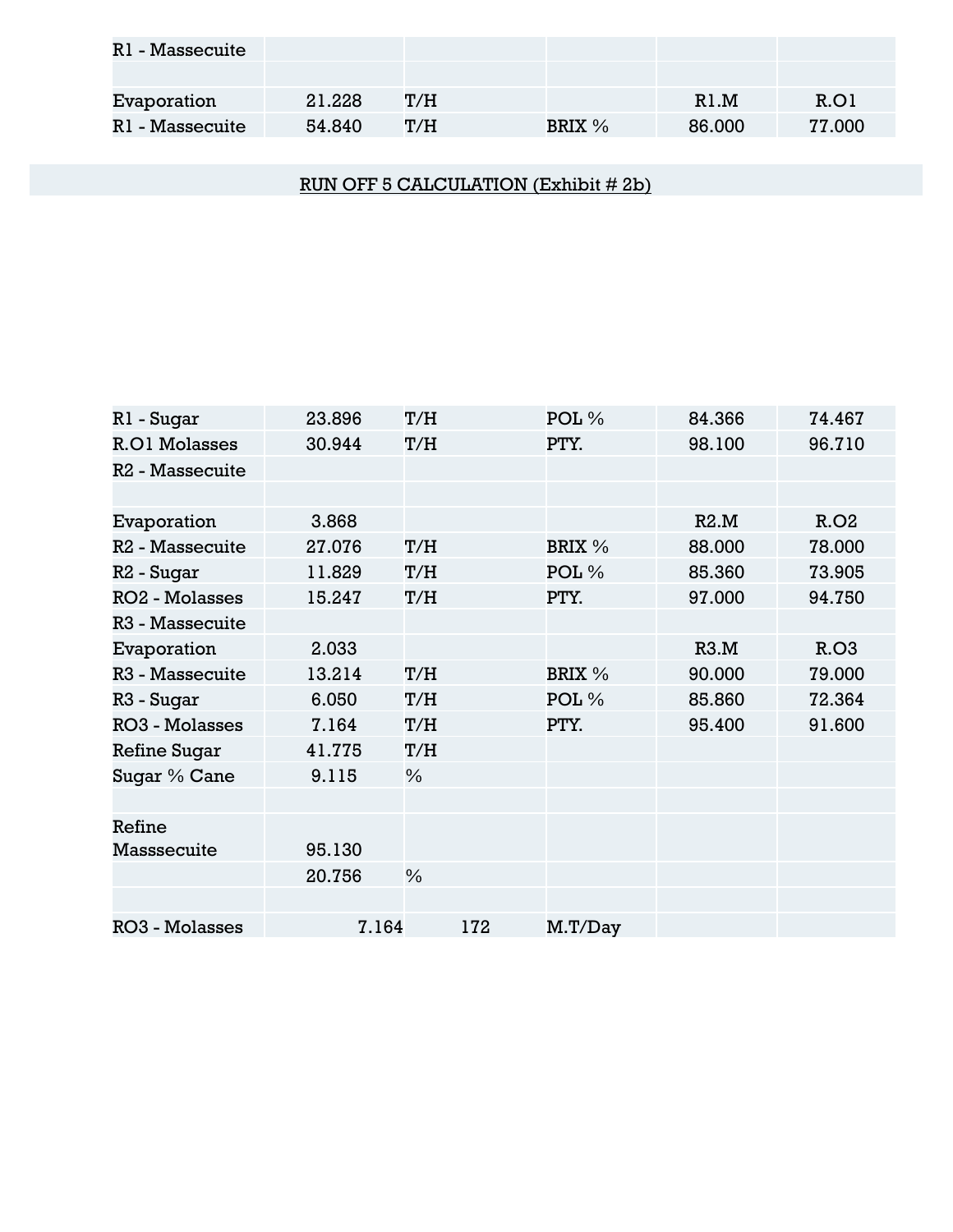| R1 - Massecuite | | | | | |
|---|---|---|---|---|---|
| | | | | | |
| Evaporation | 21.228 | T/H | | R1.M | R.O1 |
| R1 - Massecuite | 54.840 | T/H | BRIX % | 86.000 | 77.000 |

## RUN OFF 5 CALCULATION (Exhibit # 2b)

| R1 - Sugar | 23.896 | T/H | POL % | 84.366 | 74.467 |
|---|---|---|---|---|---|
| R.O1 Molasses | 30.944 | T/H | PTY. | 98.100 | 96.710 |
| R2 - Massecuite | | | | | |
| | | | | | |
| Evaporation | 3.868 | | | R2.M | R.O2 |
| R2 - Massecuite | 27.076 | T/H | BRIX % | 88.000 | 78.000 |
| R2 - Sugar | 11.829 | T/H | POL % | 85.360 | 73.905 |
| RO2 - Molasses | 15.247 | T/H | PTY. | 97.000 | 94.750 |
| R3 - Massecuite | | | | | |
| Evaporation | 2.033 | | | R3.M | R.O3 |
| R3 - Massecuite | 13.214 | T/H | BRIX % | 90.000 | 79.000 |
| R3 - Sugar | 6.050 | T/H | POL % | 85.860 | 72.364 |
| RO3 - Molasses | 7.164 | T/H | PTY. | 95.400 | 91.600 |
| Refine Sugar | 41.775 | T/H | | | |
| Sugar % Cane | 9.115 | % | | | |
| | | | | | |
| Refine Masssecuite | 95.130 | | | | |
| | 20.756 | % | | | |
| | | | | | |
| RO3 - Molasses | 7.164 | 172 | M.T/Day | | |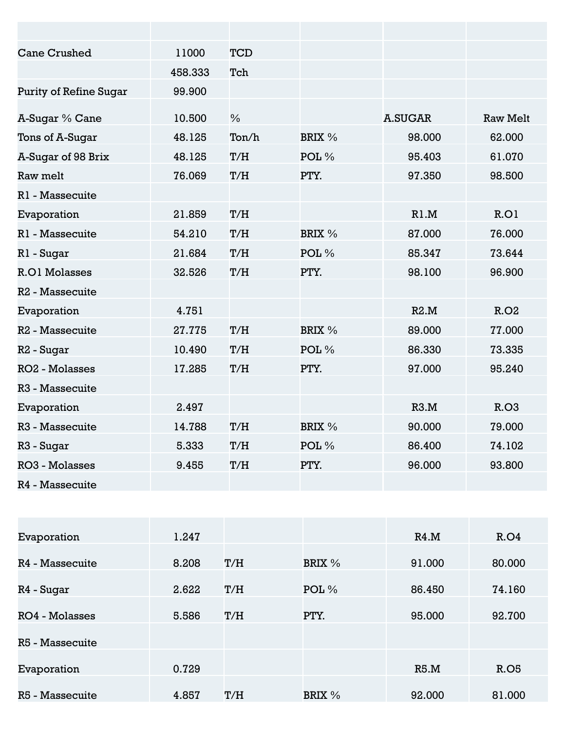| | | | | | |
|---|---|---|---|---|---|
| Cane Crushed | 11000 | TCD | | | |
| | 458.333 | Tch | | | |
| Purity of Refine Sugar | 99.900 | | | | |
| A-Sugar % Cane | 10.500 | % | | A.SUGAR | Raw Melt |
| Tons of A-Sugar | 48.125 | Ton/h | BRIX % | 98.000 | 62.000 |
| A-Sugar of 98 Brix | 48.125 | T/H | POL % | 95.403 | 61.070 |
| Raw melt | 76.069 | T/H | PTY. | 97.350 | 98.500 |
| R1 - Massecuite | | | | | |
| Evaporation | 21.859 | T/H | | R1.M | R.O1 |
| R1 - Massecuite | 54.210 | T/H | BRIX % | 87.000 | 76.000 |
| R1 - Sugar | 21.684 | T/H | POL % | 85.347 | 73.644 |
| R.O1 Molasses | 32.526 | T/H | PTY. | 98.100 | 96.900 |
| R2 - Massecuite | | | | | |
| Evaporation | 4.751 | | | R2.M | R.O2 |
| R2 - Massecuite | 27.775 | T/H | BRIX % | 89.000 | 77.000 |
| R2 - Sugar | 10.490 | T/H | POL % | 86.330 | 73.335 |
| RO2 - Molasses | 17.285 | T/H | PTY. | 97.000 | 95.240 |
| R3 - Massecuite | | | | | |
| Evaporation | 2.497 | | | R3.M | R.O3 |
| R3 - Massecuite | 14.788 | T/H | BRIX % | 90.000 | 79.000 |
| R3 - Sugar | 5.333 | T/H | POL % | 86.400 | 74.102 |
| RO3 - Molasses | 9.455 | T/H | PTY. | 96.000 | 93.800 |
| R4 - Massecuite | | | | | |
| Evaporation | 1.247 | | | R4.M | R.O4 |
| R4 - Massecuite | 8.208 | T/H | BRIX % | 91.000 | 80.000 |
| R4 - Sugar | 2.622 | T/H | POL % | 86.450 | 74.160 |
| RO4 - Molasses | 5.586 | T/H | PTY. | 95.000 | 92.700 |
| R5 - Massecuite | | | | | |
| Evaporation | 0.729 | | | R5.M | R.O5 |
| R5 - Massecuite | 4.857 | T/H | BRIX % | 92.000 | 81.000 |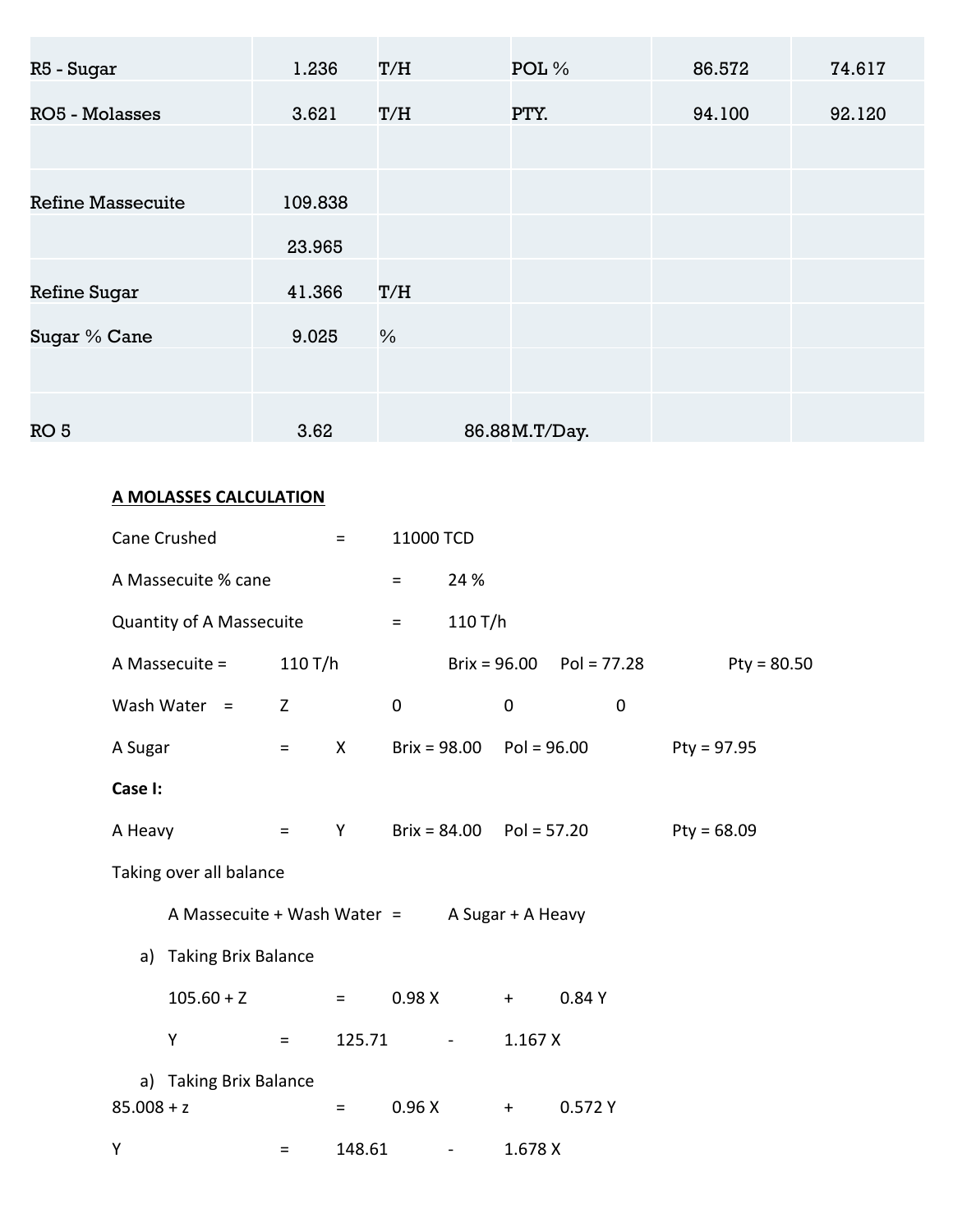| | | | | | |
|---|---|---|---|---|---|
| R5 - Sugar | 1.236 | T/H | POL % | 86.572 | 74.617 |
| RO5 - Molasses | 3.621 | T/H | PTY. | 94.100 | 92.120 |
| | | | | | |
| Refine Massecuite | 109.838 | | | | |
| | 23.965 | | | | |
| Refine Sugar | 41.366 | T/H | | | |
| Sugar % Cane | 9.025 | % | | | |
| | | | | | |
| RO 5 | 3.62 | | 86.88 M.T/Day. | | |

**A MOLASSES CALCULATION**

Cane Crushed = 11000 TCD

A Massecuite % cane = 24 %

Quantity of A Massecuite = 110 T/h

A Massecuite = 110 T/h Brix = 96.00 Pol = 77.28 Pty = 80.50

Wash Water = Z 0 0 0

A Sugar = X Brix = 98.00 Pol = 96.00 Pty = 97.95

**Case I:**

A Heavy = Y Brix = 84.00 Pol = 57.20 Pty = 68.09

Taking over all balance

A Massecuite + Wash Water = A Sugar + A Heavy

a) Taking Brix Balance

$105.60 + Z = 0.98 X + 0.84 Y$

$Y = 125.71 - 1.167 X$

a) Taking Brix Balance

$85.008 + z = 0.96 X + 0.572 Y$

$Y = 148.61 - 1.678 X$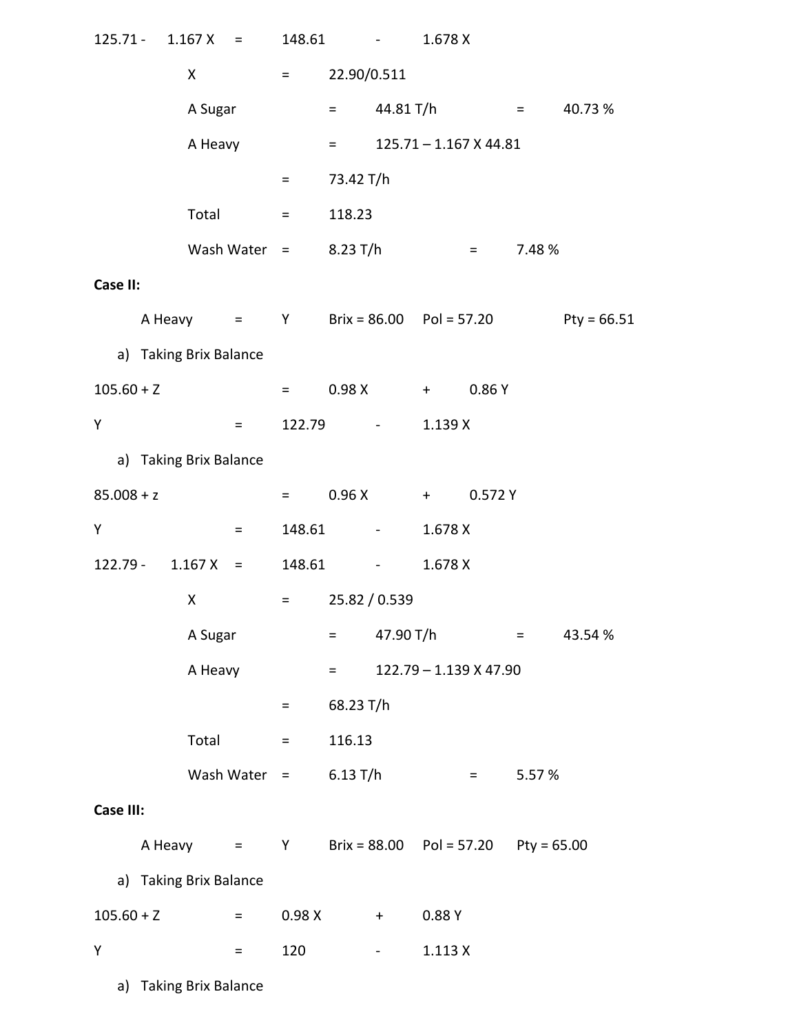$125.71 - 1.167X = 148.61 - 1.678X$

$X = 22.90/0.511$

A Sugar = 44.81 T/h = 40.73 %

A Heavy = $125.71 - 1.167 \times 44.81$

= 73.42 T/h

Total = 118.23

Wash Water = 8.23 T/h = 7.48 %

**Case II:**

A Heavy = Y Brix = 86.00 Pol = 57.20 Pty = 66.51

a) Taking Brix Balance

$105.60 + Z = 0.98X + 0.86Y$

$Y = 122.79 - 1.139X$

a) Taking Brix Balance

$85.008 + z = 0.96X + 0.572Y$

$Y = 148.61 - 1.678X$

$122.79 - 1.167X = 148.61 - 1.678X$

$X = 25.82 / 0.539$

A Sugar = 47.90 T/h = 43.54 %

A Heavy = $122.79 - 1.139 \times 47.90$

= 68.23 T/h

Total = 116.13

Wash Water = 6.13 T/h = 5.57 %

**Case III:**

A Heavy = Y Brix = 88.00 Pol = 57.20 Pty = 65.00

a) Taking Brix Balance

$105.60 + Z = 0.98X + 0.88Y$

$Y = 120 - 1.113X$

a) Taking Brix Balance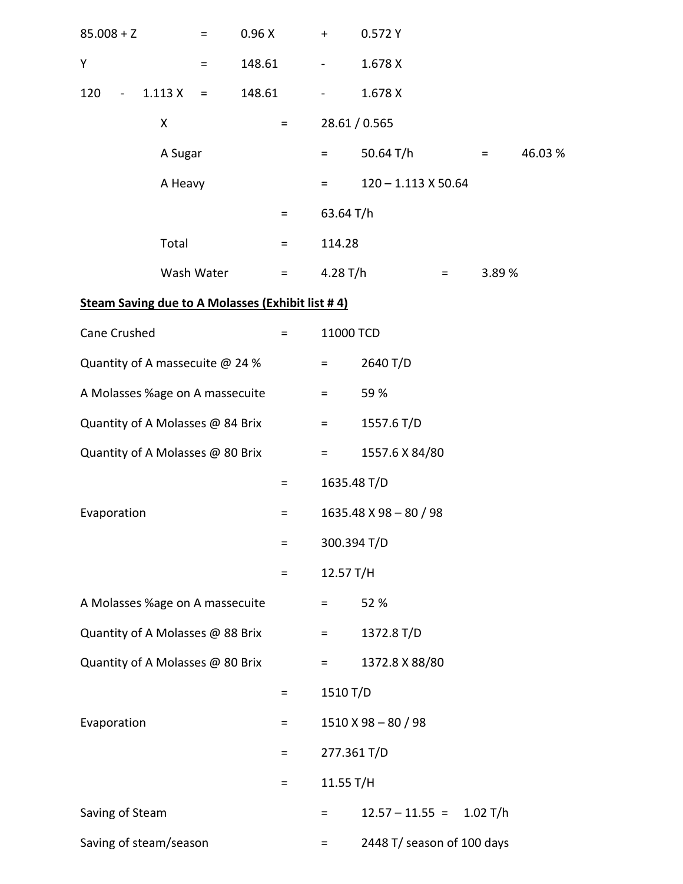$85.008 + Z = 0.96 X + 0.572 Y$

$Y = 148.61 - 1.678 X$

$120 - 1.113 X = 148.61 - 1.678 X$

$X = 28.61 / 0.565$

A Sugar = 50.64 T/h = 46.03 %

A Heavy = 120 – 1.113 X 50.64

= 63.64 T/h

Total = 114.28

Wash Water = 4.28 T/h = 3.89 %

**Steam Saving due to A Molasses (Exhibit list # 4)**

Cane Crushed = 11000 TCD

Quantity of A massecuite @ 24 % = 2640 T/D

A Molasses %age on A massecuite = 59 %

Quantity of A Molasses @ 84 Brix = 1557.6 T/D

Quantity of A Molasses @ 80 Brix = 1557.6 X 84/80

= 1635.48 T/D

Evaporation = 1635.48 X 98 – 80 / 98

= 300.394 T/D

= 12.57 T/H

A Molasses %age on A massecuite = 52 %

Quantity of A Molasses @ 88 Brix = 1372.8 T/D

Quantity of A Molasses @ 80 Brix = 1372.8 X 88/80

= 1510 T/D

Evaporation = 1510 X 98 – 80 / 98

= 277.361 T/D

= 11.55 T/H

Saving of Steam = 12.57 – 11.55 = 1.02 T/h

Saving of steam/season = 2448 T/ season of 100 days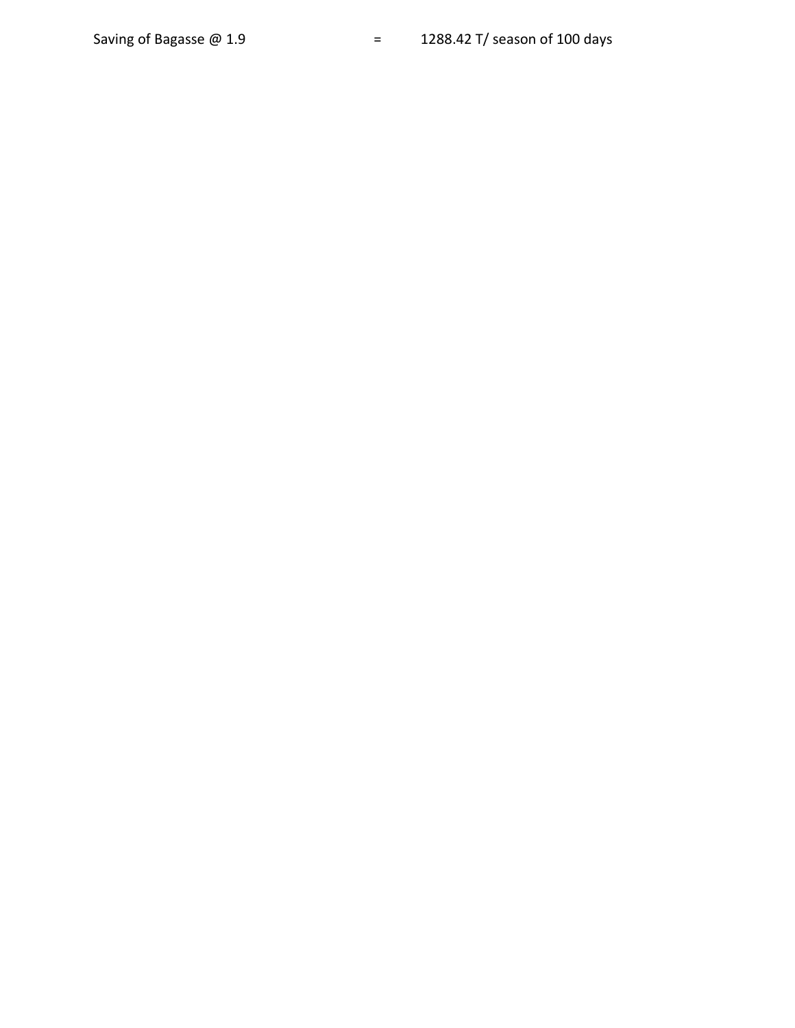Saving of Bagasse @ 1.9 = 1288.42 T/ season of 100 days